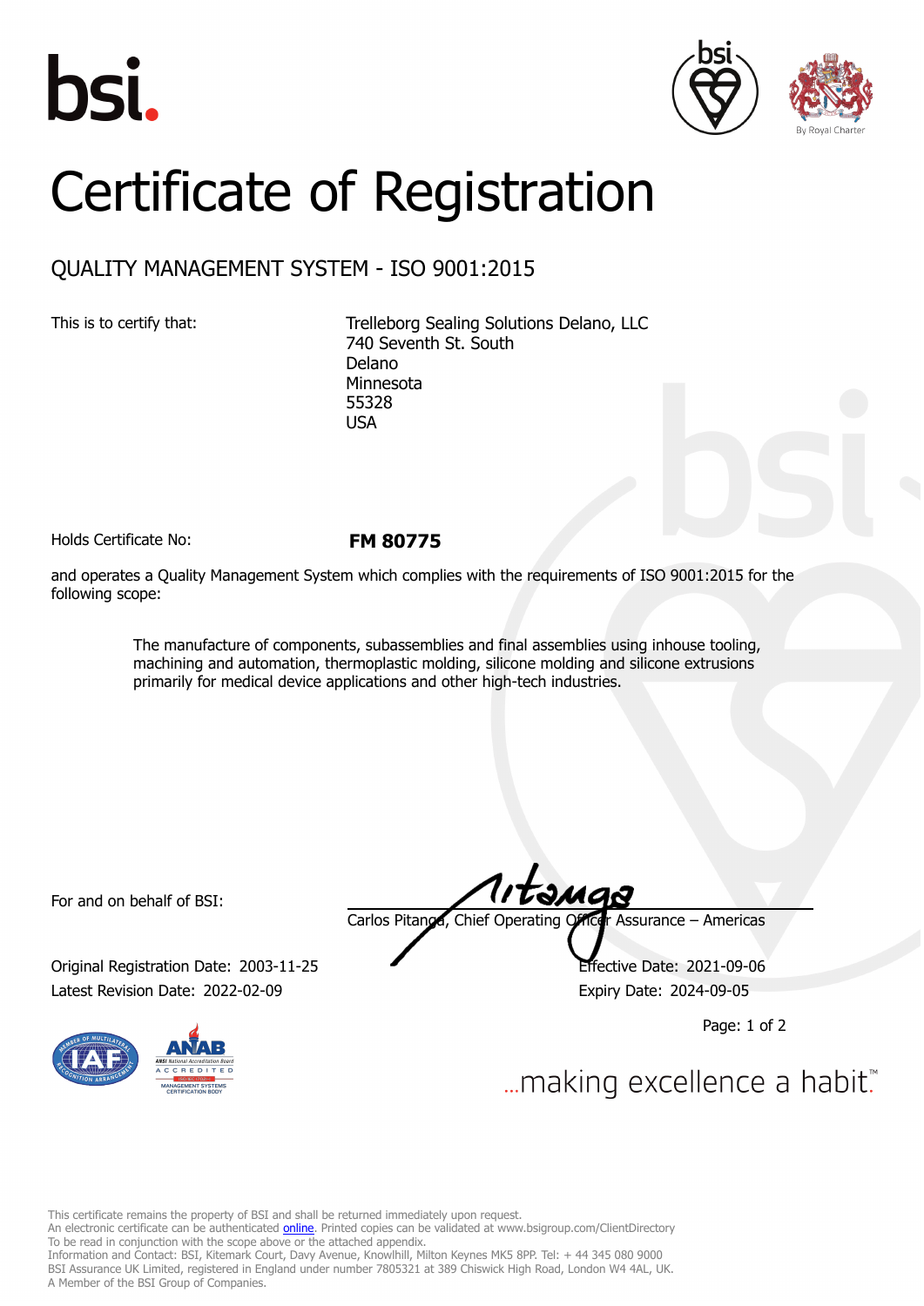bsi.

By Royal Charter

# Certificate of Registration

## QUALITY MANAGEMENT SYSTEM - ISO 9001:2015

This is to certify that: Trelleborg Sealing Solutions Delano, LLC
740 Seventh St. South
Delano
Minnesota
55328
USA

Holds Certificate No: **FM 80775**

and operates a Quality Management System which complies with the requirements of ISO 9001:2015 for the following scope:

> The manufacture of components, subassemblies and final assemblies using inhouse tooling, machining and automation, thermoplastic molding, silicone molding and silicone extrusions primarily for medical device applications and other high-tech industries.

For and on behalf of BSI: Carlos Pitanga, Chief Operating Officer Assurance – Americas

Original Registration Date: 2003-11-25
Latest Revision Date: 2022-02-09

Effective Date: 2021-09-06
Expiry Date: 2024-09-05

...making excellence a habit.™

This certificate remains the property of BSI and shall be returned immediately upon request.
An electronic certificate can be authenticated online. Printed copies can be validated at www.bsigroup.com/ClientDirectory
To be read in conjunction with the scope above or the attached appendix.
Information and Contact: BSI, Kitemark Court, Davy Avenue, Knowlhill, Milton Keynes MK5 8PP. Tel: + 44 345 080 9000
BSI Assurance UK Limited, registered in England under number 7805321 at 389 Chiswick High Road, London W4 4AL, UK.
A Member of the BSI Group of Companies.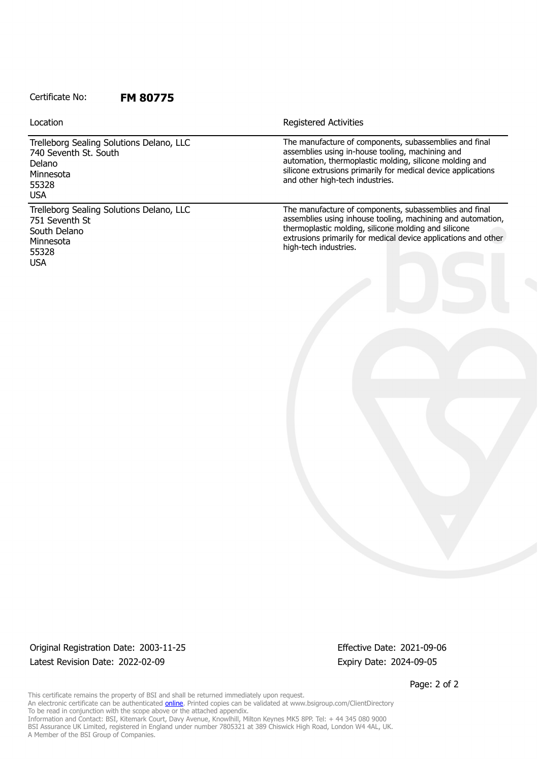Certificate No: **FM 80775**

| Location | Registered Activities |
| --- | --- |
| Trelleborg Sealing Solutions Delano, LLC<br>740 Seventh St. South<br>Delano<br>Minnesota<br>55328<br>USA | The manufacture of components, subassemblies and final assemblies using in-house tooling, machining and automation, thermoplastic molding, silicone molding and silicone extrusions primarily for medical device applications and other high-tech industries. |
| Trelleborg Sealing Solutions Delano, LLC<br>751 Seventh St<br>South Delano<br>Minnesota<br>55328<br>USA | The manufacture of components, subassemblies and final assemblies using inhouse tooling, machining and automation, thermoplastic molding, silicone molding and silicone extrusions primarily for medical device applications and other high-tech industries. |

Original Registration Date: 2003-11-25

Latest Revision Date: 2022-02-09

Effective Date: 2021-09-06

Expiry Date: 2024-09-05

This certificate remains the property of BSI and shall be returned immediately upon request.
An electronic certificate can be authenticated online. Printed copies can be validated at www.bsigroup.com/ClientDirectory
To be read in conjunction with the scope above or the attached appendix.
Information and Contact: BSI, Kitemark Court, Davy Avenue, Knowlhill, Milton Keynes MK5 8PP. Tel: + 44 345 080 9000
BSI Assurance UK Limited, registered in England under number 7805321 at 389 Chiswick High Road, London W4 4AL, UK.
A Member of the BSI Group of Companies.